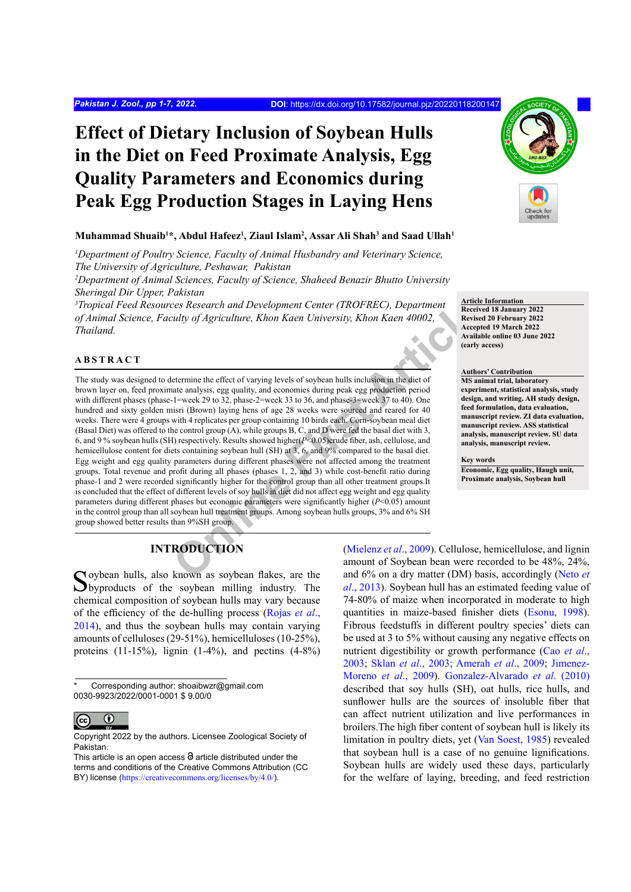# Effect of Dietary Inclusion of Soybean Hulls in the Diet on Feed Proximate Analysis, Egg Quality Parameters and Economics during Peak Egg Production Stages in Laying Hens

**Muhammad Shuaib[1]*, Abdul Hafeez[1], Ziaul Islam[2], Assar Ali Shah[3] and Saad Ullah[1]**

[1]*Department of Poultry Science, Faculty of Animal Husbandry and Veterinary Science, The University of Agriculture, Peshawar, Pakistan*

[2]*Department of Animal Sciences, Faculty of Science, Shaheed Benazir Bhutto University Sheringal Dir Upper, Pakistan*

[3]*Tropical Feed Resources Research and Development Center (TROFREC), Department of Animal Science, Faculty of Agriculture, Khon Kaen University, Khon Kaen 40002, Thailand.*

**Article Information**
Received 18 January 2022
Revised 20 February 2022
Accepted 19 March 2022
Available online 03 June 2022
(early access)

**Authors' Contribution**
MS animal trial, laboratory experiment, statistical analysis, study design, and writing. AH study design, feed formulation, data evaluation, manuscript review. ZI data evaluation, manuscript review. ASS statistical analysis, manuscript review. SU data analysis, manuscript review.

**Key words**
Economic, Egg quality, Haugh unit, Proximate analysis, Soybean hull

## ABSTRACT

The study was designed to determine the effect of varying levels of soybean hulls inclusion in the diet of brown layer on, feed proximate analysis, egg quality, and economies during peak egg production period with different phases (phase-1=week 29 to 32, phase-2=week 33 to 36, and phase-3=week 37 to 40). One hundred and sixty golden misri (Brown) laying hens of age 28 weeks were sourced and reared for 40 weeks. There were 4 groups with 4 replicates per group containing 10 birds each. Corn-soybean meal diet (Basal Diet) was offered to the control group (A), while groups B, C, and D were fed the basal diet with 3, 6, and 9 % soybean hulls (SH) respectively. Results showed higher($P<0.05$)crude fiber, ash, cellulose, and hemicellulose content for diets containing soybean hull (SH) at 3, 6, and 9% compared to the basal diet. Egg weight and egg quality parameters during different phases were not affected among the treatment groups. Total revenue and profit during all phases (phases 1, 2, and 3) while cost-benefit ratio during phase-1 and 2 were recorded significantly higher for the control group than all other treatment groups.It is concluded that the effect of different levels of soy hulls in diet did not affect egg weight and egg quality parameters during different phases but economic parameters were significantly higher ($P<0.05$) amount in the control group than all soybean hull treatment groups. Among soybean hulls groups, 3% and 6% SH group showed better results than 9%SH group.

## INTRODUCTION

Soybean hulls, also known as soybean flakes, are the byproducts of the soybean milling industry. The chemical composition of soybean hulls may vary because of the efficiency of the de-hulling process (Rojas *et al*., 2014), and thus the soybean hulls may contain varying amounts of celluloses (29-51%), hemicelluloses (10-25%), proteins (11-15%), lignin (1-4%), and pectins (4-8%) (Mielenz *et al*., 2009). Cellulose, hemicellulose, and lignin amount of Soybean bean were recorded to be 48%, 24%, and 6% on a dry matter (DM) basis, accordingly (Neto *et al*., 2013). Soybean hull has an estimated feeding value of 74-80% of maize when incorporated in moderate to high quantities in maize-based finisher diets (Esonu, 1998). Fibrous feedstuffs in different poultry species' diets can be used at 3 to 5% without causing any negative effects on nutrient digestibility or growth performance (Cao *et al*., 2003; Sklan *et al*., 2003; Amerah *et al*., 2009; Jimenez-Moreno *et al*., 2009). Gonzalez-Alvarado *et al*. (2010) described that soy hulls (SH), oat hulls, rice hulls, and sunflower hulls are the sources of insoluble fiber that can affect nutrient utilization and live performances in broilers.The high fiber content of soybean hull is likely its limitation in poultry diets, yet (Van Soest, 1985) revealed that soybean hull is a case of no genuine lignifications. Soybean hulls are widely used these days, particularly for the welfare of laying, breeding, and feed restriction

\* Corresponding author: shoaibwzr@gmail.com
0030-9923/2022/0001-0001 $ 9.00/0

Copyright 2022 by the authors. Licensee Zoological Society of Pakistan.
This article is an open access article distributed under the terms and conditions of the Creative Commons Attribution (CC BY) license (https://creativecommons.org/licenses/by/4.0/).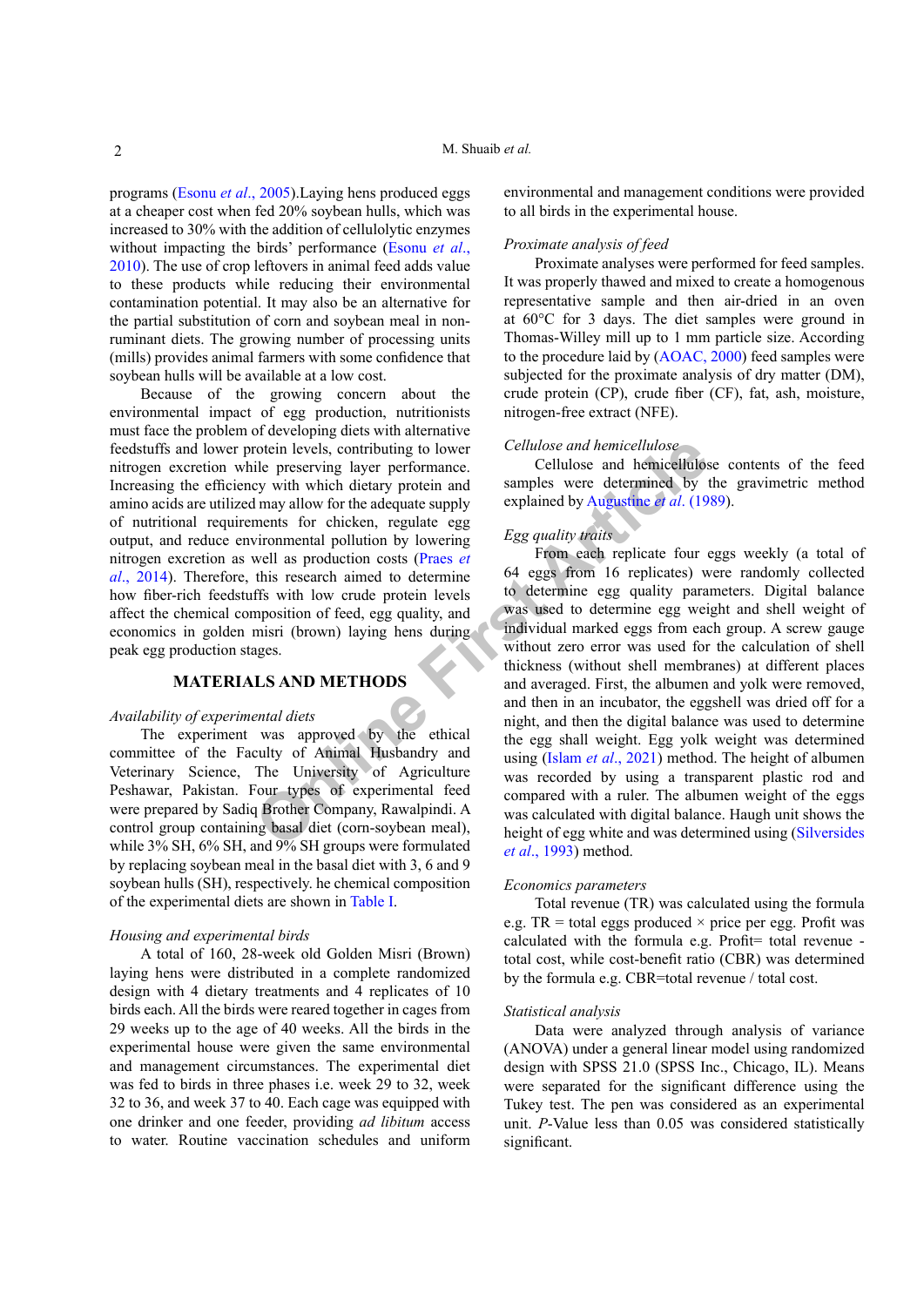programs (Esonu *et al*., 2005).Laying hens produced eggs at a cheaper cost when fed 20% soybean hulls, which was increased to 30% with the addition of cellulolytic enzymes without impacting the birds' performance (Esonu *et al*., 2010). The use of crop leftovers in animal feed adds value to these products while reducing their environmental contamination potential. It may also be an alternative for the partial substitution of corn and soybean meal in non-ruminant diets. The growing number of processing units (mills) provides animal farmers with some confidence that soybean hulls will be available at a low cost.

Because of the growing concern about the environmental impact of egg production, nutritionists must face the problem of developing diets with alternative feedstuffs and lower protein levels, contributing to lower nitrogen excretion while preserving layer performance. Increasing the efficiency with which dietary protein and amino acids are utilized may allow for the adequate supply of nutritional requirements for chicken, regulate egg output, and reduce environmental pollution by lowering nitrogen excretion as well as production costs (Praes *et al*., 2014). Therefore, this research aimed to determine how fiber-rich feedstuffs with low crude protein levels affect the chemical composition of feed, egg quality, and economics in golden misri (brown) laying hens during peak egg production stages.

## MATERIALS AND METHODS

*Availability of experimental diets*

The experiment was approved by the ethical committee of the Faculty of Animal Husbandry and Veterinary Science, The University of Agriculture Peshawar, Pakistan. Four types of experimental feed were prepared by Sadiq Brother Company, Rawalpindi. A control group containing basal diet (corn-soybean meal), while 3% SH, 6% SH, and 9% SH groups were formulated by replacing soybean meal in the basal diet with 3, 6 and 9 soybean hulls (SH), respectively. he chemical composition of the experimental diets are shown in Table I.

*Housing and experimental birds*

A total of 160, 28-week old Golden Misri (Brown) laying hens were distributed in a complete randomized design with 4 dietary treatments and 4 replicates of 10 birds each. All the birds were reared together in cages from 29 weeks up to the age of 40 weeks. All the birds in the experimental house were given the same environmental and management circumstances. The experimental diet was fed to birds in three phases i.e. week 29 to 32, week 32 to 36, and week 37 to 40. Each cage was equipped with one drinker and one feeder, providing *ad libitum* access to water. Routine vaccination schedules and uniform environmental and management conditions were provided to all birds in the experimental house.

*Proximate analysis of feed*

Proximate analyses were performed for feed samples. It was properly thawed and mixed to create a homogenous representative sample and then air-dried in an oven at 60°C for 3 days. The diet samples were ground in Thomas-Willey mill up to 1 mm particle size. According to the procedure laid by (AOAC, 2000) feed samples were subjected for the proximate analysis of dry matter (DM), crude protein (CP), crude fiber (CF), fat, ash, moisture, nitrogen-free extract (NFE).

*Cellulose and hemicellulose*

Cellulose and hemicellulose contents of the feed samples were determined by the gravimetric method explained by Augustine *et al*. (1989).

*Egg quality traits*

From each replicate four eggs weekly (a total of 64 eggs from 16 replicates) were randomly collected to determine egg quality parameters. Digital balance was used to determine egg weight and shell weight of individual marked eggs from each group. A screw gauge without zero error was used for the calculation of shell thickness (without shell membranes) at different places and averaged. First, the albumen and yolk were removed, and then in an incubator, the eggshell was dried off for a night, and then the digital balance was used to determine the egg shall weight. Egg yolk weight was determined using (Islam *et al*., 2021) method. The height of albumen was recorded by using a transparent plastic rod and compared with a ruler. The albumen weight of the eggs was calculated with digital balance. Haugh unit shows the height of egg white and was determined using (Silversides *et al*., 1993) method.

*Economics parameters*

Total revenue (TR) was calculated using the formula e.g. TR = total eggs produced × price per egg. Profit was calculated with the formula e.g. Profit= total revenue - total cost, while cost-benefit ratio (CBR) was determined by the formula e.g. CBR=total revenue / total cost.

*Statistical analysis*

Data were analyzed through analysis of variance (ANOVA) under a general linear model using randomized design with SPSS 21.0 (SPSS Inc., Chicago, IL). Means were separated for the significant difference using the Tukey test. The pen was considered as an experimental unit. *P*-Value less than 0.05 was considered statistically significant.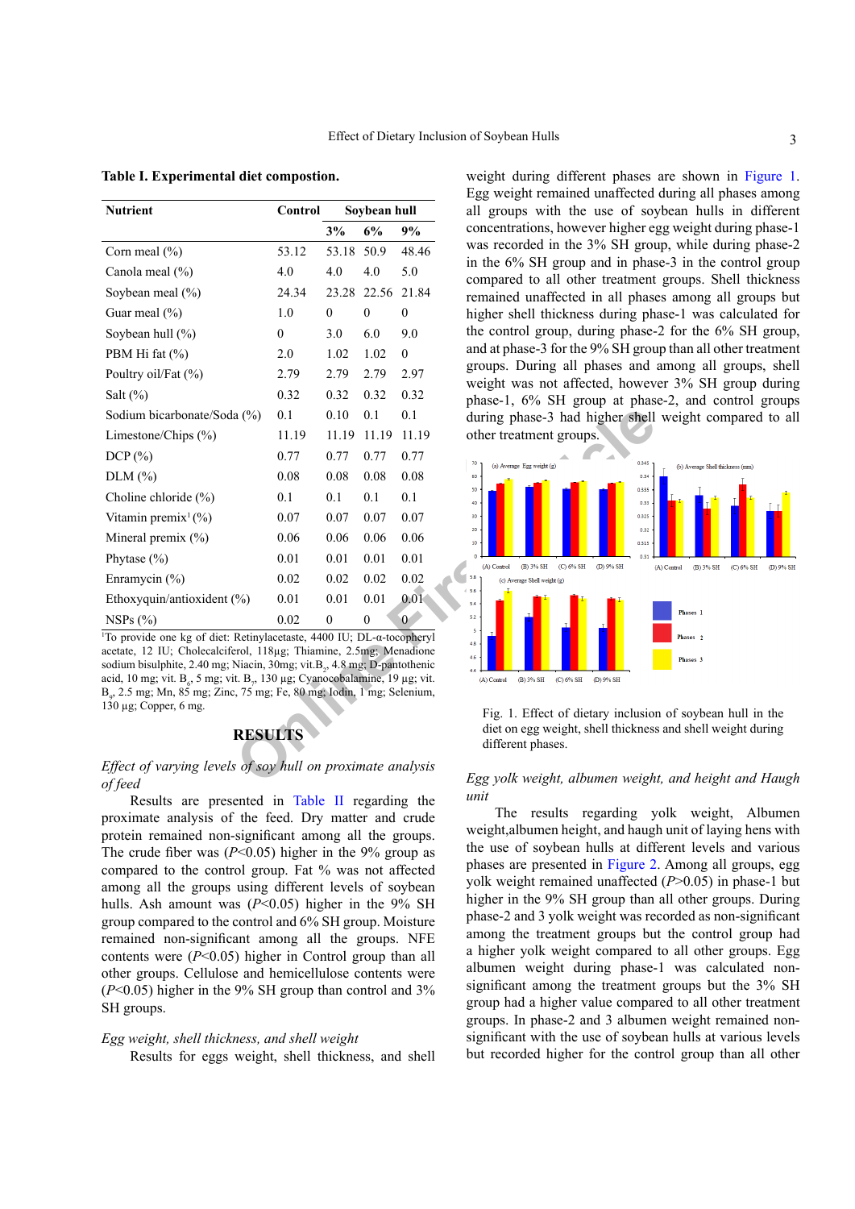**Table I. Experimental diet compostion.**

| Nutrient | Control | Soybean hull | | |
|---|---|---|---|---|
| | | 3% | 6% | 9% |
| Corn meal (%) | 53.12 | 53.18 | 50.9 | 48.46 |
| Canola meal (%) | 4.0 | 4.0 | 4.0 | 5.0 |
| Soybean meal (%) | 24.34 | 23.28 | 22.56 | 21.84 |
| Guar meal (%) | 1.0 | 0 | 0 | 0 |
| Soybean hull (%) | 0 | 3.0 | 6.0 | 9.0 |
| PBM Hi fat (%) | 2.0 | 1.02 | 1.02 | 0 |
| Poultry oil/Fat (%) | 2.79 | 2.79 | 2.79 | 2.97 |
| Salt (%) | 0.32 | 0.32 | 0.32 | 0.32 |
| Sodium bicarbonate/Soda (%) | 0.1 | 0.10 | 0.1 | 0.1 |
| Limestone/Chips (%) | 11.19 | 11.19 | 11.19 | 11.19 |
| DCP (%) | 0.77 | 0.77 | 0.77 | 0.77 |
| DLM (%) | 0.08 | 0.08 | 0.08 | 0.08 |
| Choline chloride (%) | 0.1 | 0.1 | 0.1 | 0.1 |
| Vitamin premix[1] (%) | 0.07 | 0.07 | 0.07 | 0.07 |
| Mineral premix (%) | 0.06 | 0.06 | 0.06 | 0.06 |
| Phytase (%) | 0.01 | 0.01 | 0.01 | 0.01 |
| Enramycin (%) | 0.02 | 0.02 | 0.02 | 0.02 |
| Ethoxyquin/antioxident (%) | 0.01 | 0.01 | 0.01 | 0.01 |
| NSPs (%) | 0.02 | 0 | 0 | 0 |

[1]To provide one kg of diet: Retinylacetaste, 4400 IU; DL-α-tocopheryl acetate, 12 IU; Cholecalciferol, 118μg; Thiamine, 2.5mg; Menadione sodium bisulphite, 2.40 mg; Niacin, 30mg; vit.$B_2$, 4.8 mg; D-pantothenic acid, 10 mg; vit. $B_6$, 5 mg; vit. $B_7$, 130 μg; Cyanocobalamine, 19 μg; vit. $B_9$, 2.5 mg; Mn, 85 mg; Zinc, 75 mg; Fe, 80 mg; Iodin, 1 mg; Selenium, 130 μg; Copper, 6 mg.

## RESULTS

*Effect of varying levels of soy hull on proximate analysis of feed*

Results are presented in Table II regarding the proximate analysis of the feed. Dry matter and crude protein remained non-significant among all the groups. The crude fiber was ($P$<0.05) higher in the 9% group as compared to the control group. Fat % was not affected among all the groups using different levels of soybean hulls. Ash amount was ($P$<0.05) higher in the 9% SH group compared to the control and 6% SH group. Moisture remained non-significant among all the groups. NFE contents were ($P$<0.05) higher in Control group than all other groups. Cellulose and hemicellulose contents were ($P$<0.05) higher in the 9% SH group than control and 3% SH groups.

*Egg weight, shell thickness, and shell weight*

Results for eggs weight, shell thickness, and shell weight during different phases are shown in Figure 1. Egg weight remained unaffected during all phases among all groups with the use of soybean hulls in different concentrations, however higher egg weight during phase-1 was recorded in the 3% SH group, while during phase-2 in the 6% SH group and in phase-3 in the control group compared to all other treatment groups. Shell thickness remained unaffected in all phases among all groups but higher shell thickness during phase-1 was calculated for the control group, during phase-2 for the 6% SH group, and at phase-3 for the 9% SH group than all other treatment groups. During all phases and among all groups, shell weight was not affected, however 3% SH group during phase-1, 6% SH group at phase-2, and control groups during phase-3 had higher shell weight compared to all other treatment groups.

Fig. 1. Effect of dietary inclusion of soybean hull in the diet on egg weight, shell thickness and shell weight during different phases.

*Egg yolk weight, albumen weight, and height and Haugh unit*

The results regarding yolk weight, Albumen weight,albumen height, and haugh unit of laying hens with the use of soybean hulls at different levels and various phases are presented in Figure 2. Among all groups, egg yolk weight remained unaffected ($P$>0.05) in phase-1 but higher in the 9% SH group than all other groups. During phase-2 and 3 yolk weight was recorded as non-significant among the treatment groups but the control group had a higher yolk weight compared to all other groups. Egg albumen weight during phase-1 was calculated non-significant among the treatment groups but the 3% SH group had a higher value compared to all other treatment groups. In phase-2 and 3 albumen weight remained non-significant with the use of soybean hulls at various levels but recorded higher for the control group than all other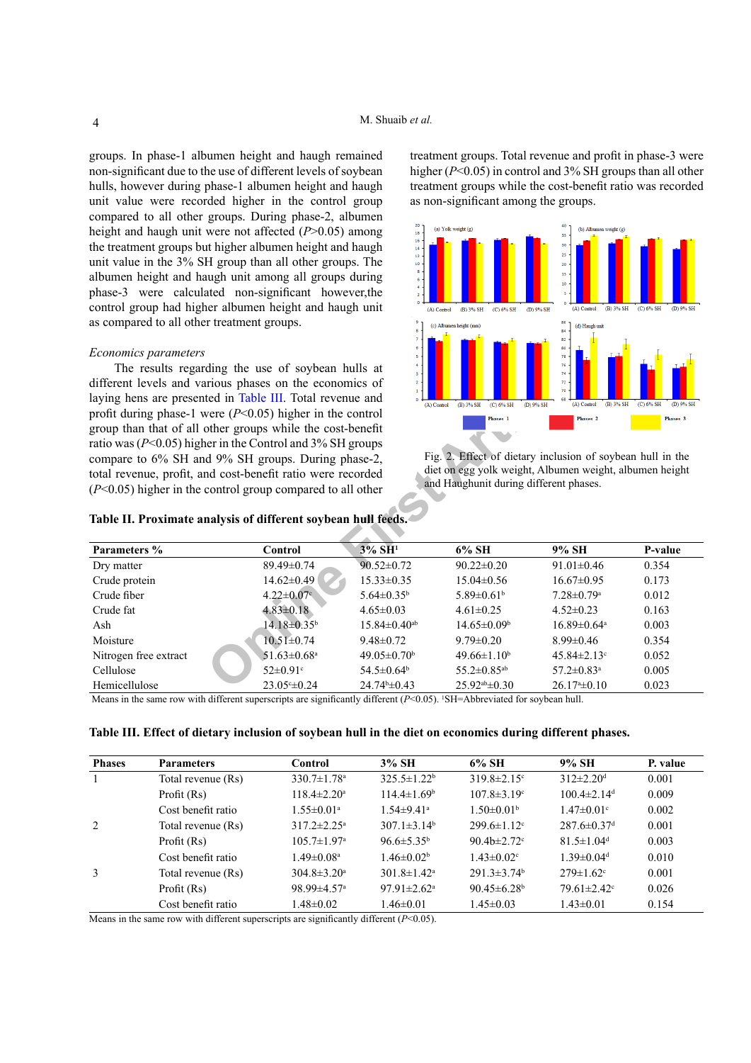groups. In phase-1 albumen height and haugh remained non-significant due to the use of different levels of soybean hulls, however during phase-1 albumen height and haugh unit value were recorded higher in the control group compared to all other groups. During phase-2, albumen height and haugh unit were not affected ($P$>0.05) among the treatment groups but higher albumen height and haugh unit value in the 3% SH group than all other groups. The albumen height and haugh unit among all groups during phase-3 were calculated non-significant however,the control group had higher albumen height and haugh unit as compared to all other treatment groups.

*Economics parameters*

The results regarding the use of soybean hulls at different levels and various phases on the economics of laying hens are presented in Table III. Total revenue and profit during phase-1 were ($P$<0.05) higher in the control group than that of all other groups while the cost-benefit ratio was ($P$<0.05) higher in the Control and 3% SH groups compare to 6% SH and 9% SH groups. During phase-2, total revenue, profit, and cost-benefit ratio were recorded ($P$<0.05) higher in the control group compared to all other treatment groups. Total revenue and profit in phase-3 were higher ($P$<0.05) in control and 3% SH groups than all other treatment groups while the cost-benefit ratio was recorded as non-significant among the groups.

Fig. 2. Effect of dietary inclusion of soybean hull in the diet on egg yolk weight, Albumen weight, albumen height and Haughunit during different phases.

**Table II. Proximate analysis of different soybean hull feeds.**

| Parameters % | Control | 3% SH[1] | 6% SH | 9% SH | P-value |
|---|---|---|---|---|---|
| Dry matter | 89.49±0.74 | 90.52±0.72 | 90.22±0.20 | 91.01±0.46 | 0.354 |
| Crude protein | 14.62±0.49 | 15.33±0.35 | 15.04±0.56 | 16.67±0.95 | 0.173 |
| Crude fiber | 4.22±0.07[c] | 5.64±0.35[b] | 5.89±0.61[b] | 7.28±0.79[a] | 0.012 |
| Crude fat | 4.83±0.18 | 4.65±0.03 | 4.61±0.25 | 4.52±0.23 | 0.163 |
| Ash | 14.18±0.35[b] | 15.84±0.40[ab] | 14.65±0.09[b] | 16.89±0.64[a] | 0.003 |
| Moisture | 10.51±0.74 | 9.48±0.72 | 9.79±0.20 | 8.99±0.46 | 0.354 |
| Nitrogen free extract | 51.63±0.68[a] | 49.05±0.70[b] | 49.66±1.10[b] | 45.84±2.13[c] | 0.052 |
| Cellulose | 52±0.91[c] | 54.5±0.64[b] | 55.2±0.85[ab] | 57.2±0.83[a] | 0.005 |
| Hemicellulose | 23.05[c]±0.24 | 24.74[b]±0.43 | 25.92[ab]±0.30 | 26.17[a]±0.10 | 0.023 |

Means in the same row with different superscripts are significantly different ($P$<0.05). [1]SH=Abbreviated for soybean hull.

**Table III. Effect of dietary inclusion of soybean hull in the diet on economics during different phases.**

| Phases | Parameters | Control | 3% SH | 6% SH | 9% SH | P. value |
|---|---|---|---|---|---|---|
| 1 | Total revenue (Rs) | 330.7±1.78[a] | 325.5±1.22[b] | 319.8±2.15[c] | 312±2.20[d] | 0.001 |
| | Profit (Rs) | 118.4±2.20[a] | 114.4±1.69[b] | 107.8±3.19[c] | 100.4±2.14[d] | 0.009 |
| | Cost benefit ratio | 1.55±0.01[a] | 1.54±9.41[a] | 1.50±0.01[b] | 1.47±0.01[c] | 0.002 |
| 2 | Total revenue (Rs) | 317.2±2.25[a] | 307.1±3.14[b] | 299.6±1.12[c] | 287.6±0.37[d] | 0.001 |
| | Profit (Rs) | 105.7±1.97[a] | 96.6±5.35[b] | 90.4b±2.72[c] | 81.5±1.04[d] | 0.003 |
| | Cost benefit ratio | 1.49±0.08[a] | 1.46±0.02[b] | 1.43±0.02[c] | 1.39±0.04[d] | 0.010 |
| 3 | Total revenue (Rs) | 304.8±3.20[a] | 301.8±1.42[a] | 291.3±3.74[b] | 279±1.62[c] | 0.001 |
| | Profit (Rs) | 98.99±4.57[a] | 97.91±2.62[a] | 90.45±6.28[b] | 79.61±2.42[c] | 0.026 |
| | Cost benefit ratio | 1.48±0.02 | 1.46±0.01 | 1.45±0.03 | 1.43±0.01 | 0.154 |

Means in the same row with different superscripts are significantly different ($P$<0.05).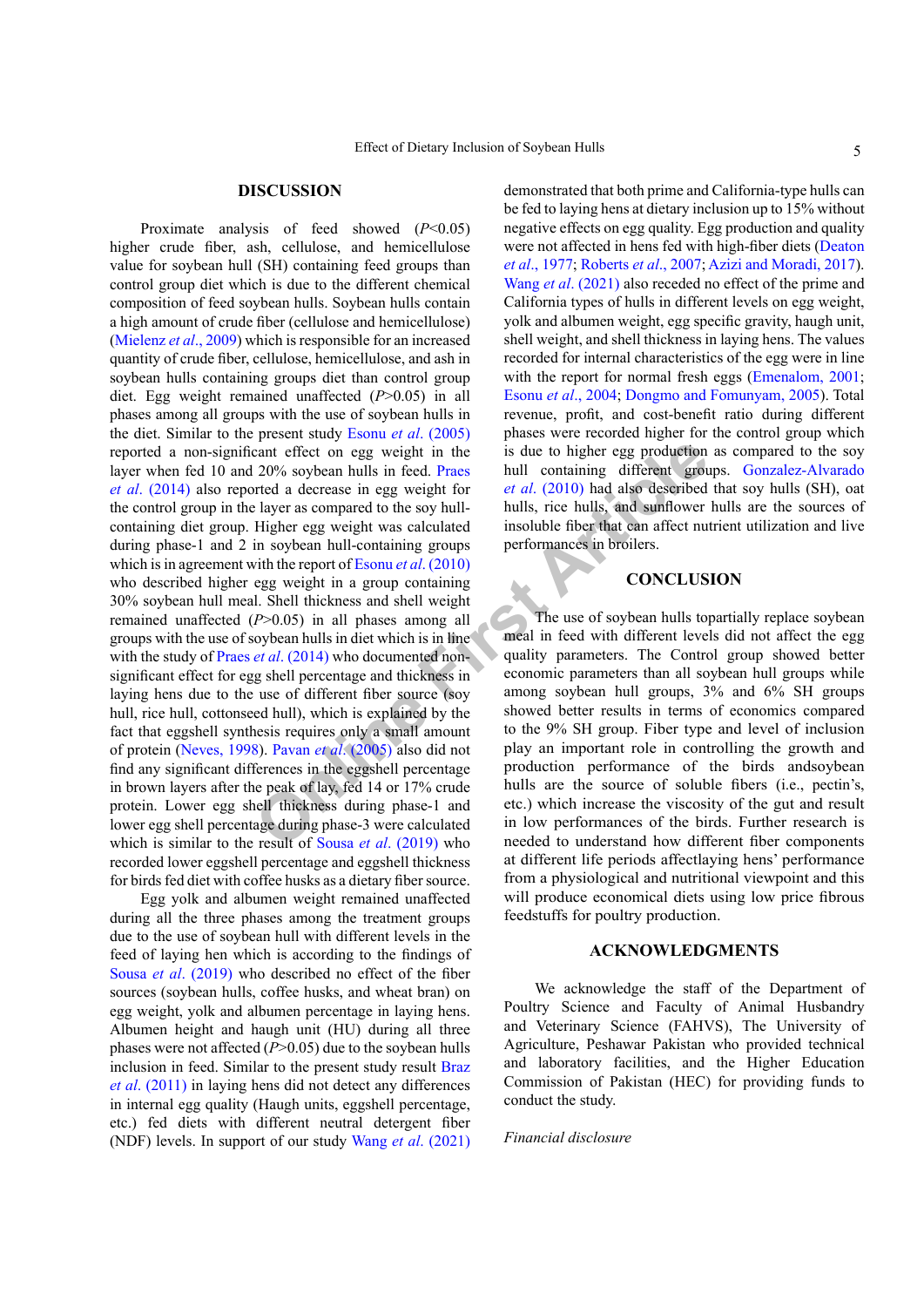## DISCUSSION

Proximate analysis of feed showed ($P$<0.05) higher crude fiber, ash, cellulose, and hemicellulose value for soybean hull (SH) containing feed groups than control group diet which is due to the different chemical composition of feed soybean hulls. Soybean hulls contain a high amount of crude fiber (cellulose and hemicellulose) (Mielenz *et al*., 2009) which is responsible for an increased quantity of crude fiber, cellulose, hemicellulose, and ash in soybean hulls containing groups diet than control group diet. Egg weight remained unaffected ($P$>0.05) in all phases among all groups with the use of soybean hulls in the diet. Similar to the present study Esonu *et al*. (2005) reported a non-significant effect on egg weight in the layer when fed 10 and 20% soybean hulls in feed. Praes *et al*. (2014) also reported a decrease in egg weight for the control group in the layer as compared to the soy hull-containing diet group. Higher egg weight was calculated during phase-1 and 2 in soybean hull-containing groups which is in agreement with the report of Esonu *et al*. (2010) who described higher egg weight in a group containing 30% soybean hull meal. Shell thickness and shell weight remained unaffected ($P$>0.05) in all phases among all groups with the use of soybean hulls in diet which is in line with the study of Praes *et al*. (2014) who documented non-significant effect for egg shell percentage and thickness in laying hens due to the use of different fiber source (soy hull, rice hull, cottonseed hull), which is explained by the fact that eggshell synthesis requires only a small amount of protein (Neves, 1998). Pavan *et al*. (2005) also did not find any significant differences in the eggshell percentage in brown layers after the peak of lay, fed 14 or 17% crude protein. Lower egg shell thickness during phase-1 and lower egg shell percentage during phase-3 were calculated which is similar to the result of Sousa *et al*. (2019) who recorded lower eggshell percentage and eggshell thickness for birds fed diet with coffee husks as a dietary fiber source.

Egg yolk and albumen weight remained unaffected during all the three phases among the treatment groups due to the use of soybean hull with different levels in the feed of laying hen which is according to the findings of Sousa *et al*. (2019) who described no effect of the fiber sources (soybean hulls, coffee husks, and wheat bran) on egg weight, yolk and albumen percentage in laying hens. Albumen height and haugh unit (HU) during all three phases were not affected ($P$>0.05) due to the soybean hulls inclusion in feed. Similar to the present study result Braz *et al*. (2011) in laying hens did not detect any differences in internal egg quality (Haugh units, eggshell percentage, etc.) fed diets with different neutral detergent fiber (NDF) levels. In support of our study Wang *et al*. (2021) demonstrated that both prime and California-type hulls can be fed to laying hens at dietary inclusion up to 15% without negative effects on egg quality. Egg production and quality were not affected in hens fed with high-fiber diets (Deaton *et al*., 1977; Roberts *et al*., 2007; Azizi and Moradi, 2017). Wang *et al*. (2021) also receded no effect of the prime and California types of hulls in different levels on egg weight, yolk and albumen weight, egg specific gravity, haugh unit, shell weight, and shell thickness in laying hens. The values recorded for internal characteristics of the egg were in line with the report for normal fresh eggs (Emenalom, 2001; Esonu *et al*., 2004; Dongmo and Fomunyam, 2005). Total revenue, profit, and cost-benefit ratio during different phases were recorded higher for the control group which is due to higher egg production as compared to the soy hull containing different groups. Gonzalez-Alvarado *et al*. (2010) had also described that soy hulls (SH), oat hulls, rice hulls, and sunflower hulls are the sources of insoluble fiber that can affect nutrient utilization and live performances in broilers.

## CONCLUSION

The use of soybean hulls topartially replace soybean meal in feed with different levels did not affect the egg quality parameters. The Control group showed better economic parameters than all soybean hull groups while among soybean hull groups, 3% and 6% SH groups showed better results in terms of economics compared to the 9% SH group. Fiber type and level of inclusion play an important role in controlling the growth and production performance of the birds andsoybean hulls are the source of soluble fibers (i.e., pectin's, etc.) which increase the viscosity of the gut and result in low performances of the birds. Further research is needed to understand how different fiber components at different life periods affectlaying hens' performance from a physiological and nutritional viewpoint and this will produce economical diets using low price fibrous feedstuffs for poultry production.

## ACKNOWLEDGMENTS

We acknowledge the staff of the Department of Poultry Science and Faculty of Animal Husbandry and Veterinary Science (FAHVS), The University of Agriculture, Peshawar Pakistan who provided technical and laboratory facilities, and the Higher Education Commission of Pakistan (HEC) for providing funds to conduct the study.

*Financial disclosure*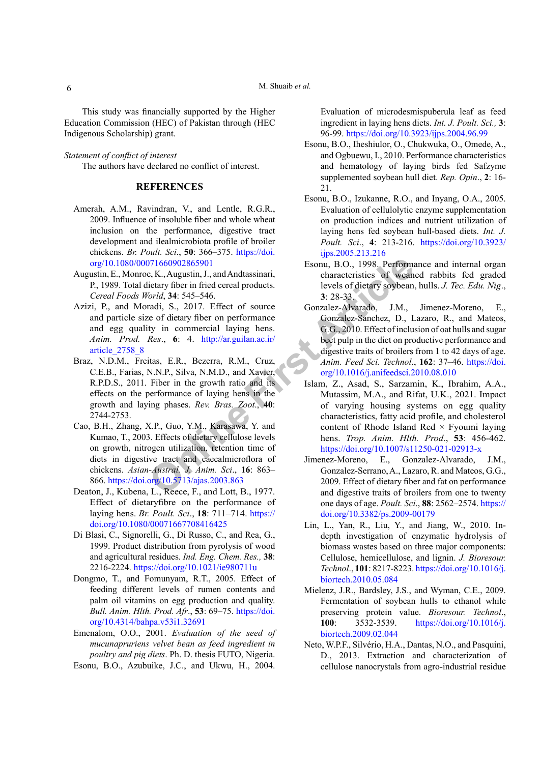This study was financially supported by the Higher Education Commission (HEC) of Pakistan through (HEC Indigenous Scholarship) grant.

*Statement of conflict of interest*

The authors have declared no conflict of interest.

## REFERENCES

Amerah, A.M., Ravindran, V., and Lentle, R.G.R., 2009. Influence of insoluble fiber and whole wheat inclusion on the performance, digestive tract development and ilealmicrobiota profile of broiler chickens. *Br. Poult. Sci*., **50**: 366–375. https://doi.org/10.1080/00071660902865901

Augustin, E., Monroe, K., Augustin, J., and Andtassinari, P., 1989. Total dietary fiber in fried cereal products. *Cereal Foods World*, **34**: 545–546.

Azizi, P., and Moradi, S., 2017. Effect of source and particle size of dietary fiber on performance and egg quality in commercial laying hens. *Anim. Prod. Res*., **6**: 4. http://ar.guilan.ac.ir/article_2758_8

Braz, N.D.M., Freitas, E.R., Bezerra, R.M., Cruz, C.E.B., Farias, N.N.P., Silva, N.M.D., and Xavier, R.P.D.S., 2011. Fiber in the growth ratio and its effects on the performance of laying hens in the growth and laying phases. *Rev. Bras. Zoot*., **40**: 2744-2753.

Cao, B.H., Zhang, X.P., Guo, Y.M., Karasawa, Y. and Kumao, T., 2003. Effects of dietary cellulose levels on growth, nitrogen utilization, retention time of diets in digestive tract and caecalmicroflora of chickens. *Asian-Austral. J. Anim. Sci*., **16**: 863–866. https://doi.org/10.5713/ajas.2003.863

Deaton, J., Kubena, L., Reece, F., and Lott, B., 1977. Effect of dietaryfibre on the performance of laying hens. *Br. Poult. Sci*., **18**: 711–714. https://doi.org/10.1080/00071667708416425

Di Blasi, C., Signorelli, G., Di Russo, C., and Rea, G., 1999. Product distribution from pyrolysis of wood and agricultural residues. *Ind. Eng. Chem. Res.,* **38**: 2216-2224. https://doi.org/10.1021/ie980711u

Dongmo, T., and Fomunyam, R.T., 2005. Effect of feeding different levels of rumen contents and palm oil vitamins on egg production and quality. *Bull. Anim. Hlth. Prod. Afr*., **53**: 69–75. https://doi.org/10.4314/bahpa.v53i1.32691

Emenalom, O.O., 2001. *Evaluation of the seed of mucunapruriens velvet bean as feed ingredient in poultry and pig diets*. Ph. D. thesis FUTO, Nigeria.

Esonu, B.O., Azubuike, J.C., and Ukwu, H., 2004. Evaluation of microdesmispuberula leaf as feed ingredient in laying hens diets. *Int. J. Poult. Sci.,* **3**: 96-99. https://doi.org/10.3923/ijps.2004.96.99

Esonu, B.O., Iheshiulor, O., Chukwuka, O., Omede, A., and Ogbuewu, I., 2010. Performance characteristics and hematology of laying birds fed Safzyme supplemented soybean hull diet. *Rep. Opin*., **2**: 16-21.

Esonu, B.O., Izukanne, R.O., and Inyang, O.A., 2005. Evaluation of cellulolytic enzyme supplementation on production indices and nutrient utilization of laying hens fed soybean hull-based diets. *Int. J. Poult. Sci*., **4**: 213-216. https://doi.org/10.3923/ijps.2005.213.216

Esonu, B.O., 1998. Performance and internal organ characteristics of weaned rabbits fed graded levels of dietary soybean, hulls. *J. Tec. Edu. Nig*., **3**: 28-33.

Gonzalez-Alvarado, J.M., Jimenez-Moreno, E., Gonzalez-Sanchez, D., Lazaro, R., and Mateos, G.G., 2010. Effect of inclusion of oat hulls and sugar beet pulp in the diet on productive performance and digestive traits of broilers from 1 to 42 days of age. *Anim. Feed Sci. Technol*., **162**: 37–46. https://doi.org/10.1016/j.anifeedsci.2010.08.010

Islam, Z., Asad, S., Sarzamin, K., Ibrahim, A.A., Mutassim, M.A., and Rifat, U.K., 2021. Impact of varying housing systems on egg quality characteristics, fatty acid profile, and cholesterol content of Rhode Island Red × Fyoumi laying hens. *Trop. Anim. Hlth. Prod*., **53**: 456-462. https://doi.org/10.1007/s11250-021-02913-x

Jimenez-Moreno, E., Gonzalez-Alvarado, J.M., Gonzalez-Serrano, A., Lazaro, R. and Mateos, G.G., 2009. Effect of dietary fiber and fat on performance and digestive traits of broilers from one to twenty one days of age. *Poult. Sci*., **88**: 2562–2574. https://doi.org/10.3382/ps.2009-00179

Lin, L., Yan, R., Liu, Y., and Jiang, W., 2010. In-depth investigation of enzymatic hydrolysis of biomass wastes based on three major components: Cellulose, hemicellulose, and lignin. *J. Bioresour. Technol*., **101**: 8217-8223. https://doi.org/10.1016/j.biortech.2010.05.084

Mielenz, J.R., Bardsley, J.S., and Wyman, C.E., 2009. Fermentation of soybean hulls to ethanol while preserving protein value. *Bioresour. Technol*., **100**: 3532-3539. https://doi.org/10.1016/j.biortech.2009.02.044

Neto, W.P.F., Silvério, H.A., Dantas, N.O., and Pasquini, D., 2013. Extraction and characterization of cellulose nanocrystals from agro-industrial residue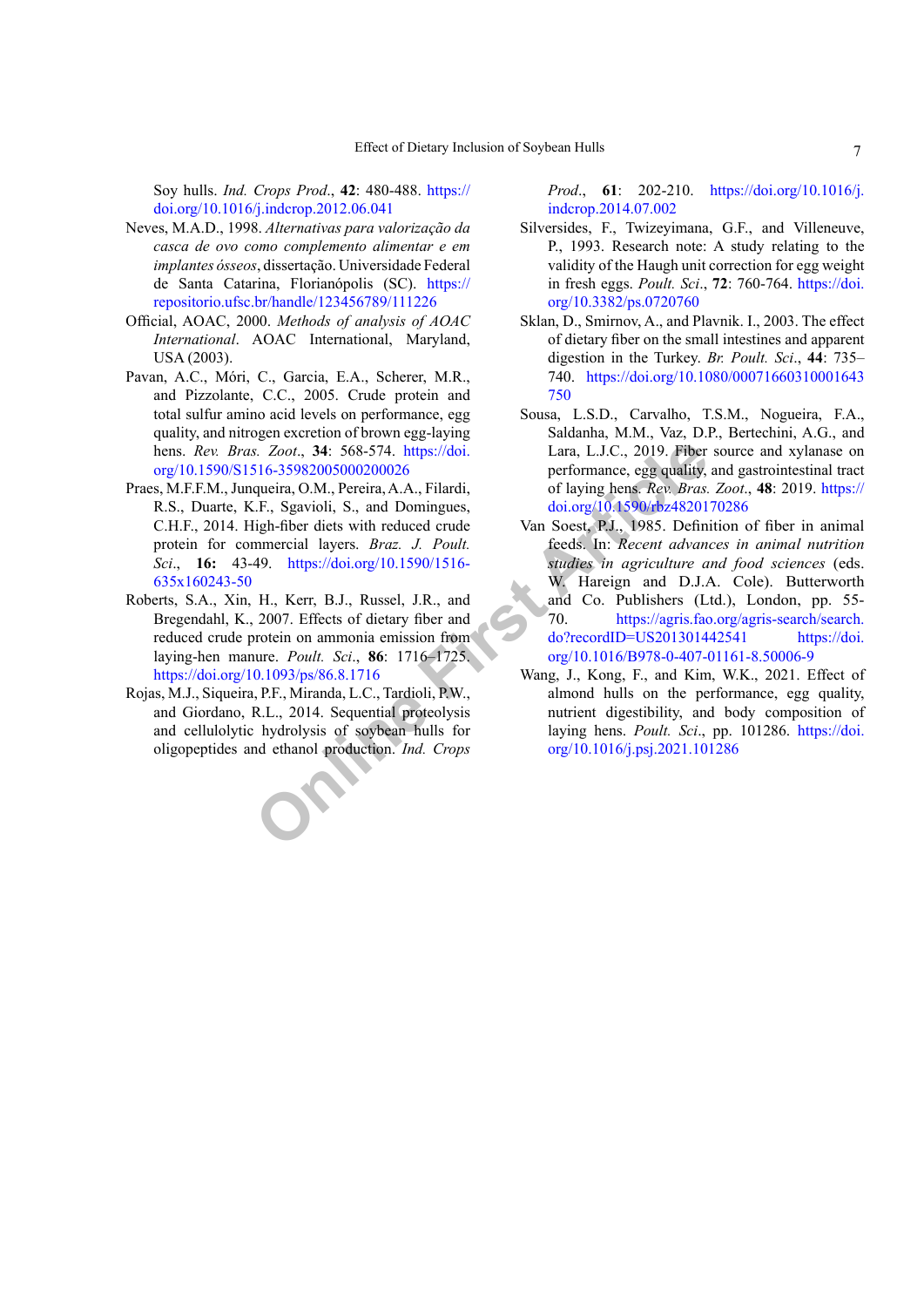Soy hulls. *Ind. Crops Prod*., **42**: 480-488. https://doi.org/10.1016/j.indcrop.2012.06.041

Neves, M.A.D., 1998. *Alternativas para valorização da casca de ovo como complemento alimentar e em implantes ósseos*, dissertação. Universidade Federal de Santa Catarina, Florianópolis (SC). https://repositorio.ufsc.br/handle/123456789/111226

Official, AOAC, 2000. *Methods of analysis of AOAC International*. AOAC International, Maryland, USA (2003).

Pavan, A.C., Móri, C., Garcia, E.A., Scherer, M.R., and Pizzolante, C.C., 2005. Crude protein and total sulfur amino acid levels on performance, egg quality, and nitrogen excretion of brown egg-laying hens. *Rev. Bras. Zoot*., **34**: 568-574. https://doi.org/10.1590/S1516-35982005000200026

Praes, M.F.F.M., Junqueira, O.M., Pereira, A.A., Filardi, R.S., Duarte, K.F., Sgavioli, S., and Domingues, C.H.F., 2014. High-fiber diets with reduced crude protein for commercial layers. *Braz. J. Poult. Sci*., **16:** 43-49. https://doi.org/10.1590/1516-635x160243-50

Roberts, S.A., Xin, H., Kerr, B.J., Russel, J.R., and Bregendahl, K., 2007. Effects of dietary fiber and reduced crude protein on ammonia emission from laying-hen manure. *Poult. Sci*., **86**: 1716–1725. https://doi.org/10.1093/ps/86.8.1716

Rojas, M.J., Siqueira, P.F., Miranda, L.C., Tardioli, P.W., and Giordano, R.L., 2014. Sequential proteolysis and cellulolytic hydrolysis of soybean hulls for oligopeptides and ethanol production. *Ind. Crops Prod*., **61**: 202-210. https://doi.org/10.1016/j.indcrop.2014.07.002

Silversides, F., Twizeyimana, G.F., and Villeneuve, P., 1993. Research note: A study relating to the validity of the Haugh unit correction for egg weight in fresh eggs. *Poult. Sci*., **72**: 760-764. https://doi.org/10.3382/ps.0720760

Sklan, D., Smirnov, A., and Plavnik. I., 2003. The effect of dietary fiber on the small intestines and apparent digestion in the Turkey. *Br. Poult. Sci*., **44**: 735–740. https://doi.org/10.1080/00071660310001643750

Sousa, L.S.D., Carvalho, T.S.M., Nogueira, F.A., Saldanha, M.M., Vaz, D.P., Bertechini, A.G., and Lara, L.J.C., 2019. Fiber source and xylanase on performance, egg quality, and gastrointestinal tract of laying hens. *Rev. Bras. Zoot*., **48**: 2019. https://doi.org/10.1590/rbz4820170286

Van Soest, P.J., 1985. Definition of fiber in animal feeds. In: *Recent advances in animal nutrition studies in agriculture and food sciences* (eds. W. Hareign and D.J.A. Cole). Butterworth and Co. Publishers (Ltd.), London, pp. 55-70. https://agris.fao.org/agris-search/search.do?recordID=US201301442541 https://doi.org/10.1016/B978-0-407-01161-8.50006-9

Wang, J., Kong, F., and Kim, W.K., 2021. Effect of almond hulls on the performance, egg quality, nutrient digestibility, and body composition of laying hens. *Poult. Sci*., pp. 101286. https://doi.org/10.1016/j.psj.2021.101286